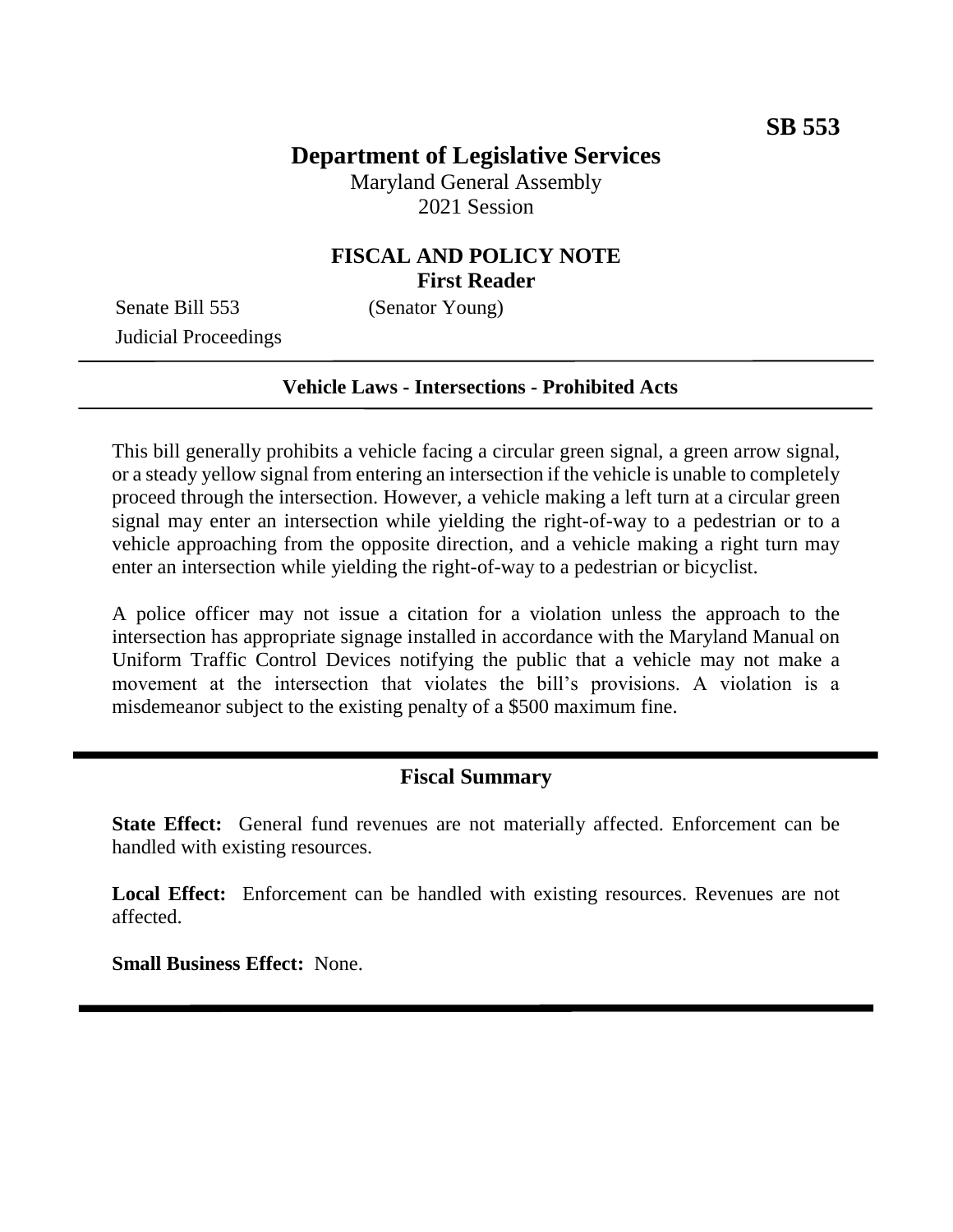**SB 553**

# Department of Legislative Services

Maryland General Assembly
2021 Session

## FISCAL AND POLICY NOTE
**First Reader**

Senate Bill 553 (Senator Young)
Judicial Proceedings

---

**Vehicle Laws - Intersections - Prohibited Acts**

---

This bill generally prohibits a vehicle facing a circular green signal, a green arrow signal, or a steady yellow signal from entering an intersection if the vehicle is unable to completely proceed through the intersection. However, a vehicle making a left turn at a circular green signal may enter an intersection while yielding the right-of-way to a pedestrian or to a vehicle approaching from the opposite direction, and a vehicle making a right turn may enter an intersection while yielding the right-of-way to a pedestrian or bicyclist.

A police officer may not issue a citation for a violation unless the approach to the intersection has appropriate signage installed in accordance with the Maryland Manual on Uniform Traffic Control Devices notifying the public that a vehicle may not make a movement at the intersection that violates the bill's provisions. A violation is a misdemeanor subject to the existing penalty of a $500 maximum fine.

---

## Fiscal Summary

**State Effect:** General fund revenues are not materially affected. Enforcement can be handled with existing resources.

**Local Effect:** Enforcement can be handled with existing resources. Revenues are not affected.

**Small Business Effect:** None.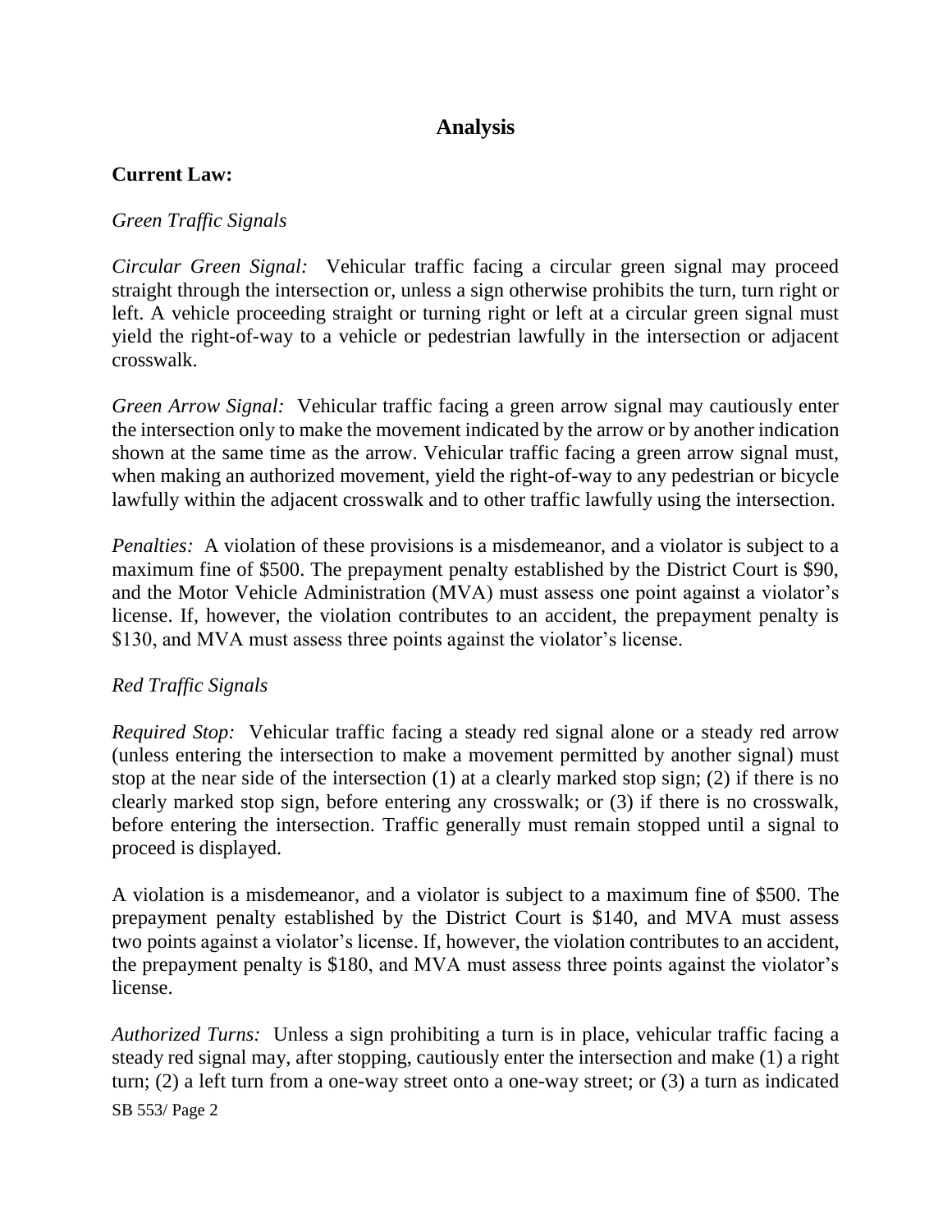## Analysis

**Current Law:**

*Green Traffic Signals*

*Circular Green Signal:* Vehicular traffic facing a circular green signal may proceed straight through the intersection or, unless a sign otherwise prohibits the turn, turn right or left. A vehicle proceeding straight or turning right or left at a circular green signal must yield the right-of-way to a vehicle or pedestrian lawfully in the intersection or adjacent crosswalk.

*Green Arrow Signal:* Vehicular traffic facing a green arrow signal may cautiously enter the intersection only to make the movement indicated by the arrow or by another indication shown at the same time as the arrow. Vehicular traffic facing a green arrow signal must, when making an authorized movement, yield the right-of-way to any pedestrian or bicycle lawfully within the adjacent crosswalk and to other traffic lawfully using the intersection.

*Penalties:* A violation of these provisions is a misdemeanor, and a violator is subject to a maximum fine of $500. The prepayment penalty established by the District Court is $90, and the Motor Vehicle Administration (MVA) must assess one point against a violator's license. If, however, the violation contributes to an accident, the prepayment penalty is $130, and MVA must assess three points against the violator's license.

*Red Traffic Signals*

*Required Stop:* Vehicular traffic facing a steady red signal alone or a steady red arrow (unless entering the intersection to make a movement permitted by another signal) must stop at the near side of the intersection (1) at a clearly marked stop sign; (2) if there is no clearly marked stop sign, before entering any crosswalk; or (3) if there is no crosswalk, before entering the intersection. Traffic generally must remain stopped until a signal to proceed is displayed.

A violation is a misdemeanor, and a violator is subject to a maximum fine of $500. The prepayment penalty established by the District Court is $140, and MVA must assess two points against a violator's license. If, however, the violation contributes to an accident, the prepayment penalty is $180, and MVA must assess three points against the violator's license.

*Authorized Turns:* Unless a sign prohibiting a turn is in place, vehicular traffic facing a steady red signal may, after stopping, cautiously enter the intersection and make (1) a right turn; (2) a left turn from a one-way street onto a one-way street; or (3) a turn as indicated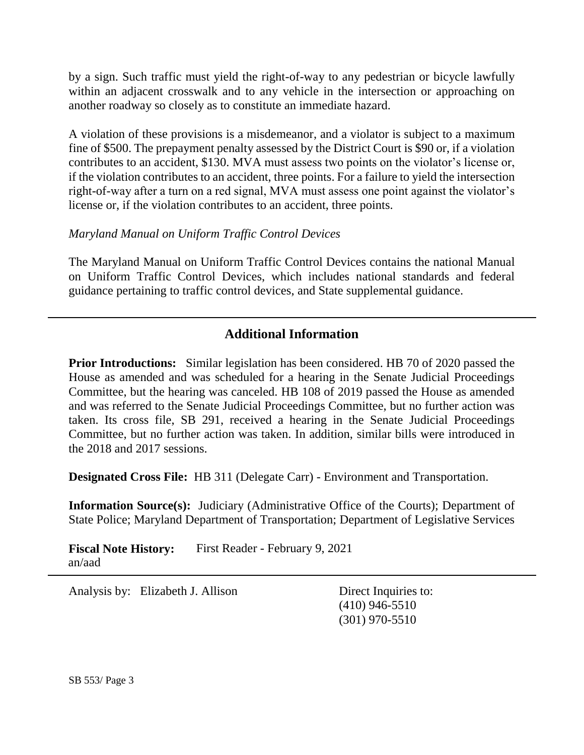by a sign. Such traffic must yield the right-of-way to any pedestrian or bicycle lawfully within an adjacent crosswalk and to any vehicle in the intersection or approaching on another roadway so closely as to constitute an immediate hazard.

A violation of these provisions is a misdemeanor, and a violator is subject to a maximum fine of $500. The prepayment penalty assessed by the District Court is $90 or, if a violation contributes to an accident, $130. MVA must assess two points on the violator's license or, if the violation contributes to an accident, three points. For a failure to yield the intersection right-of-way after a turn on a red signal, MVA must assess one point against the violator's license or, if the violation contributes to an accident, three points.

*Maryland Manual on Uniform Traffic Control Devices*

The Maryland Manual on Uniform Traffic Control Devices contains the national Manual on Uniform Traffic Control Devices, which includes national standards and federal guidance pertaining to traffic control devices, and State supplemental guidance.

## Additional Information

**Prior Introductions:** Similar legislation has been considered. HB 70 of 2020 passed the House as amended and was scheduled for a hearing in the Senate Judicial Proceedings Committee, but the hearing was canceled. HB 108 of 2019 passed the House as amended and was referred to the Senate Judicial Proceedings Committee, but no further action was taken. Its cross file, SB 291, received a hearing in the Senate Judicial Proceedings Committee, but no further action was taken. In addition, similar bills were introduced in the 2018 and 2017 sessions.

**Designated Cross File:** HB 311 (Delegate Carr) - Environment and Transportation.

**Information Source(s):** Judiciary (Administrative Office of the Courts); Department of State Police; Maryland Department of Transportation; Department of Legislative Services

**Fiscal Note History:** First Reader - February 9, 2021
an/aad

Analysis by: Elizabeth J. Allison

Direct Inquiries to:
(410) 946-5510
(301) 970-5510